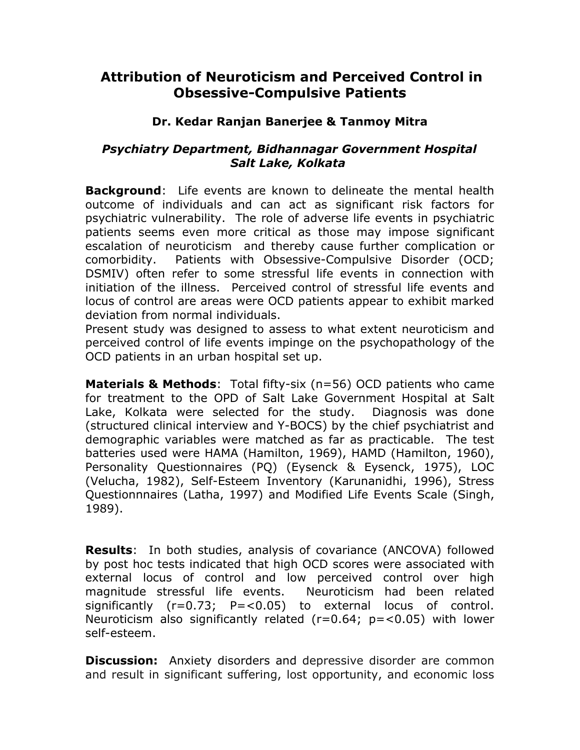# Attribution of Neuroticism and Perceived Control in Obsessive-Compulsive Patients

### Dr. Kedar Ranjan Banerjee & Tanmoy Mitra

***Psychiatry Department, Bidhannagar Government Hospital Salt Lake, Kolkata***

**Background**: Life events are known to delineate the mental health outcome of individuals and can act as significant risk factors for psychiatric vulnerability. The role of adverse life events in psychiatric patients seems even more critical as those may impose significant escalation of neuroticism and thereby cause further complication or comorbidity. Patients with Obsessive-Compulsive Disorder (OCD; DSMIV) often refer to some stressful life events in connection with initiation of the illness. Perceived control of stressful life events and locus of control are areas were OCD patients appear to exhibit marked deviation from normal individuals.
Present study was designed to assess to what extent neuroticism and perceived control of life events impinge on the psychopathology of the OCD patients in an urban hospital set up.

**Materials & Methods**: Total fifty-six (n=56) OCD patients who came for treatment to the OPD of Salt Lake Government Hospital at Salt Lake, Kolkata were selected for the study. Diagnosis was done (structured clinical interview and Y-BOCS) by the chief psychiatrist and demographic variables were matched as far as practicable. The test batteries used were HAMA (Hamilton, 1969), HAMD (Hamilton, 1960), Personality Questionnaires (PQ) (Eysenck & Eysenck, 1975), LOC (Velucha, 1982), Self-Esteem Inventory (Karunanidhi, 1996), Stress Questionnnaires (Latha, 1997) and Modified Life Events Scale (Singh, 1989).

**Results**: In both studies, analysis of covariance (ANCOVA) followed by post hoc tests indicated that high OCD scores were associated with external locus of control and low perceived control over high magnitude stressful life events. Neuroticism had been related significantly ($r=0.73$; $P=<0.05$) to external locus of control. Neuroticism also significantly related ($r=0.64$; $p=<0.05$) with lower self-esteem.

**Discussion:** Anxiety disorders and depressive disorder are common and result in significant suffering, lost opportunity, and economic loss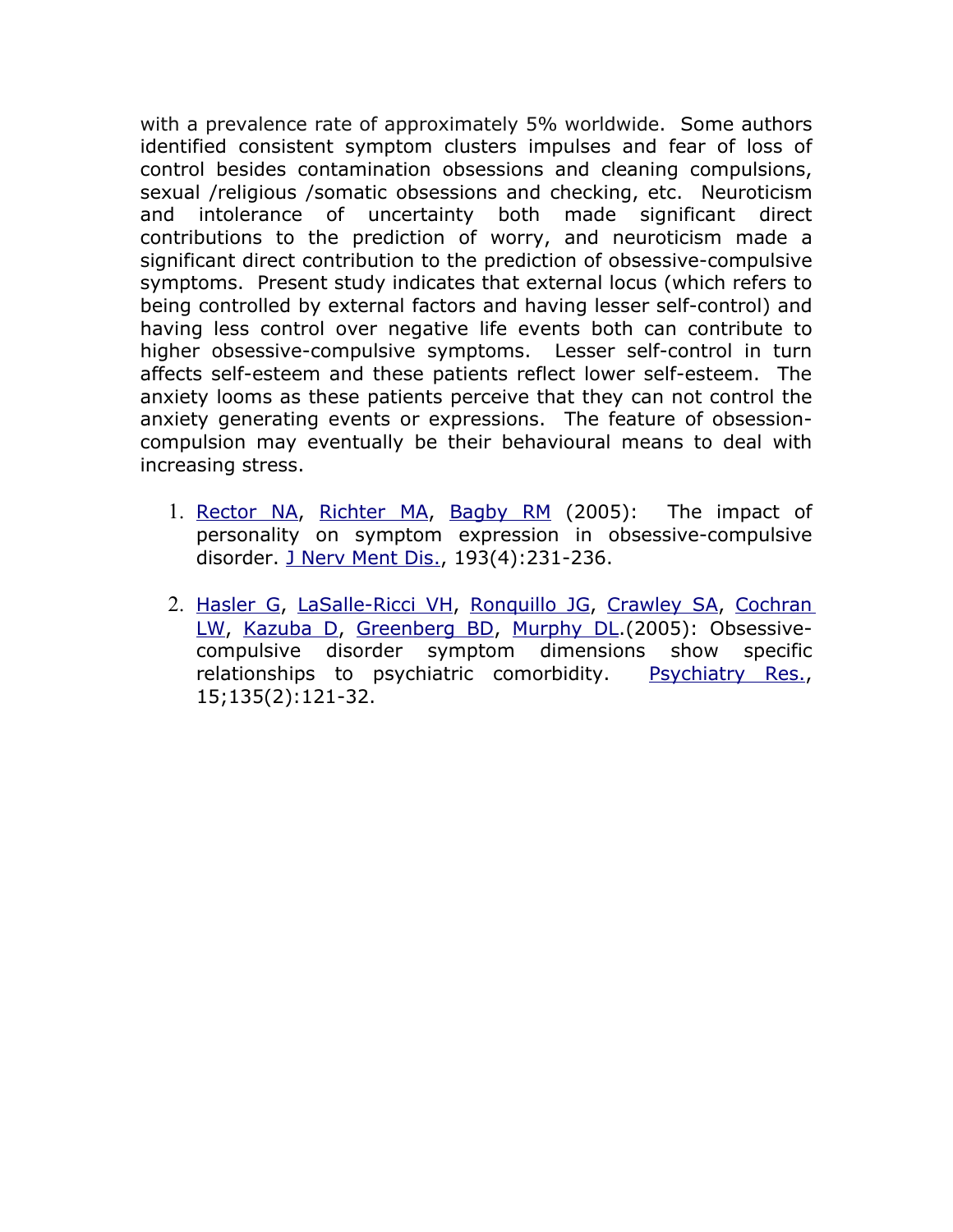with a prevalence rate of approximately 5% worldwide. Some authors identified consistent symptom clusters impulses and fear of loss of control besides contamination obsessions and cleaning compulsions, sexual /religious /somatic obsessions and checking, etc. Neuroticism and intolerance of uncertainty both made significant direct contributions to the prediction of worry, and neuroticism made a significant direct contribution to the prediction of obsessive-compulsive symptoms. Present study indicates that external locus (which refers to being controlled by external factors and having lesser self-control) and having less control over negative life events both can contribute to higher obsessive-compulsive symptoms. Lesser self-control in turn affects self-esteem and these patients reflect lower self-esteem. The anxiety looms as these patients perceive that they can not control the anxiety generating events or expressions. The feature of obsession-compulsion may eventually be their behavioural means to deal with increasing stress.

1. Rector NA, Richter MA, Bagby RM (2005): The impact of personality on symptom expression in obsessive-compulsive disorder. J Nerv Ment Dis., 193(4):231-236.

2. Hasler G, LaSalle-Ricci VH, Ronquillo JG, Crawley SA, Cochran LW, Kazuba D, Greenberg BD, Murphy DL.(2005): Obsessive-compulsive disorder symptom dimensions show specific relationships to psychiatric comorbidity. Psychiatry Res., 15;135(2):121-32.